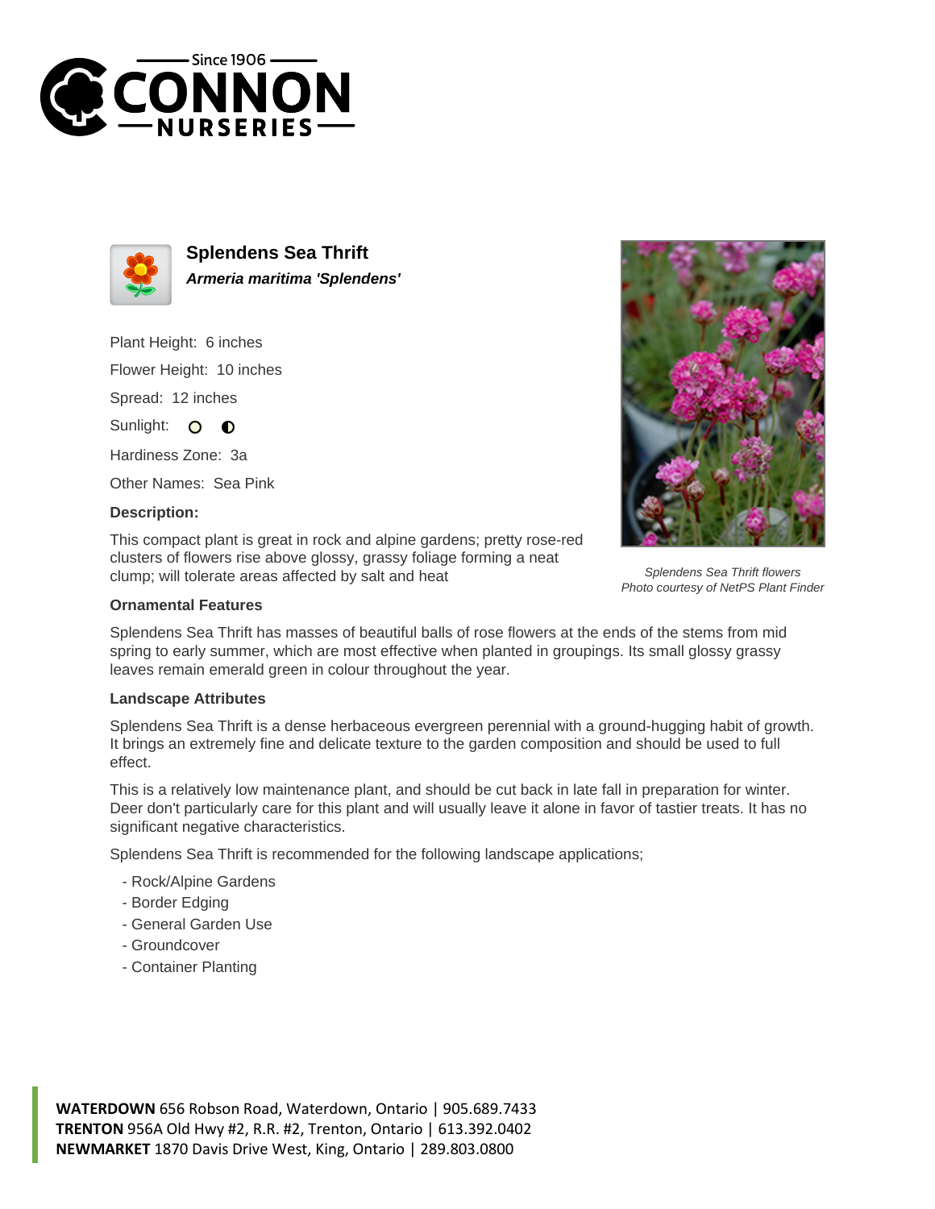# Splendens Sea Thrift

***Armeria maritima 'Splendens'***

Plant Height: 6 inches

Flower Height: 10 inches

Spread: 12 inches

Sunlight:

Hardiness Zone: 3a

Other Names: Sea Pink

**Description:**

This compact plant is great in rock and alpine gardens; pretty rose-red clusters of flowers rise above glossy, grassy foliage forming a neat clump; will tolerate areas affected by salt and heat

*Splendens Sea Thrift flowers*
*Photo courtesy of NetPS Plant Finder*

### Ornamental Features

Splendens Sea Thrift has masses of beautiful balls of rose flowers at the ends of the stems from mid spring to early summer, which are most effective when planted in groupings. Its small glossy grassy leaves remain emerald green in colour throughout the year.

### Landscape Attributes

Splendens Sea Thrift is a dense herbaceous evergreen perennial with a ground-hugging habit of growth. It brings an extremely fine and delicate texture to the garden composition and should be used to full effect.

This is a relatively low maintenance plant, and should be cut back in late fall in preparation for winter. Deer don't particularly care for this plant and will usually leave it alone in favor of tastier treats. It has no significant negative characteristics.

Splendens Sea Thrift is recommended for the following landscape applications;

- Rock/Alpine Gardens
- Border Edging
- General Garden Use
- Groundcover
- Container Planting

**WATERDOWN** 656 Robson Road, Waterdown, Ontario | 905.689.7433
**TRENTON** 956A Old Hwy #2, R.R. #2, Trenton, Ontario | 613.392.0402
**NEWMARKET** 1870 Davis Drive West, King, Ontario | 289.803.0800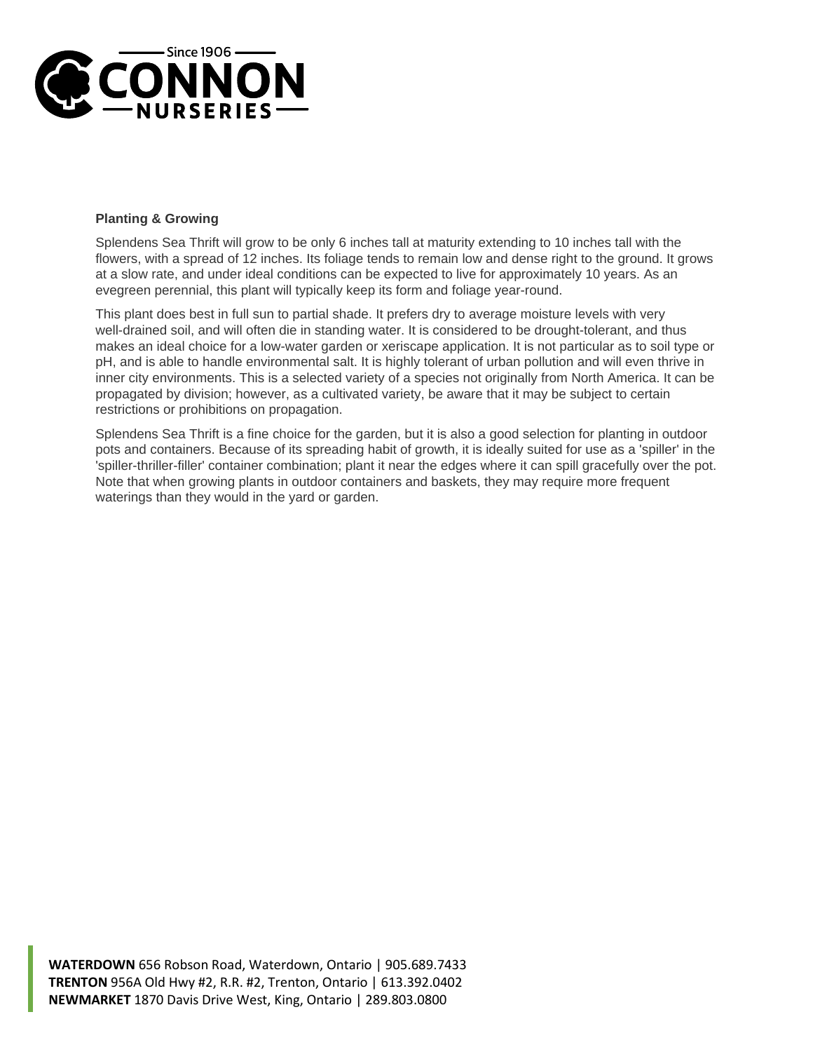### Planting & Growing

Splendens Sea Thrift will grow to be only 6 inches tall at maturity extending to 10 inches tall with the flowers, with a spread of 12 inches. Its foliage tends to remain low and dense right to the ground. It grows at a slow rate, and under ideal conditions can be expected to live for approximately 10 years. As an evegreen perennial, this plant will typically keep its form and foliage year-round.

This plant does best in full sun to partial shade. It prefers dry to average moisture levels with very well-drained soil, and will often die in standing water. It is considered to be drought-tolerant, and thus makes an ideal choice for a low-water garden or xeriscape application. It is not particular as to soil type or pH, and is able to handle environmental salt. It is highly tolerant of urban pollution and will even thrive in inner city environments. This is a selected variety of a species not originally from North America. It can be propagated by division; however, as a cultivated variety, be aware that it may be subject to certain restrictions or prohibitions on propagation.

Splendens Sea Thrift is a fine choice for the garden, but it is also a good selection for planting in outdoor pots and containers. Because of its spreading habit of growth, it is ideally suited for use as a 'spiller' in the 'spiller-thriller-filler' container combination; plant it near the edges where it can spill gracefully over the pot. Note that when growing plants in outdoor containers and baskets, they may require more frequent waterings than they would in the yard or garden.